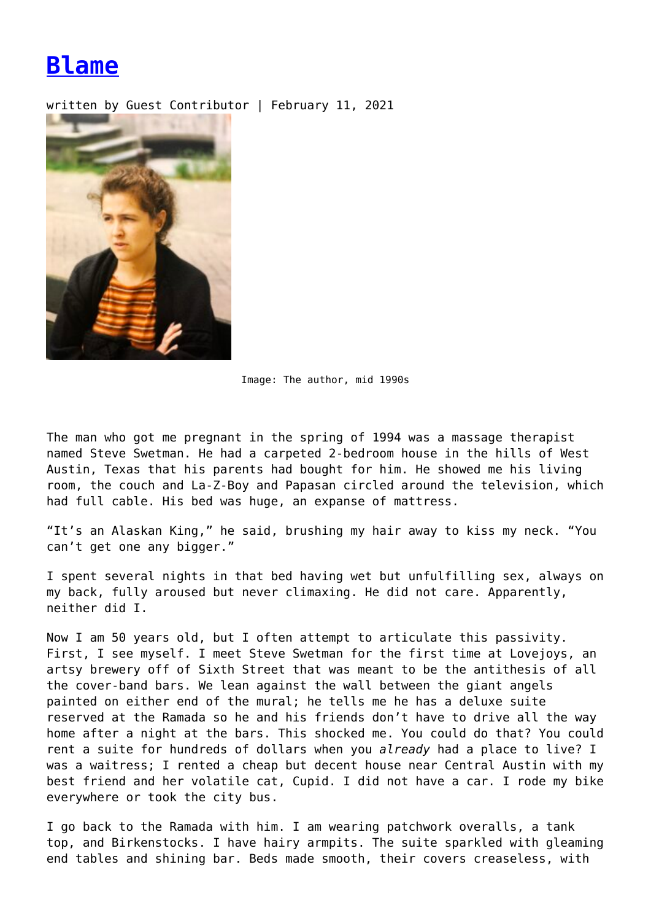# Blame

written by Guest Contributor | February 11, 2021

Image: The author, mid 1990s

The man who got me pregnant in the spring of 1994 was a massage therapist named Steve Swetman. He had a carpeted 2-bedroom house in the hills of West Austin, Texas that his parents had bought for him. He showed me his living room, the couch and La-Z-Boy and Papasan circled around the television, which had full cable. His bed was huge, an expanse of mattress.

"It's an Alaskan King," he said, brushing my hair away to kiss my neck. "You can't get one any bigger."

I spent several nights in that bed having wet but unfulfilling sex, always on my back, fully aroused but never climaxing. He did not care. Apparently, neither did I.

Now I am 50 years old, but I often attempt to articulate this passivity. First, I see myself. I meet Steve Swetman for the first time at Lovejoys, an artsy brewery off of Sixth Street that was meant to be the antithesis of all the cover-band bars. We lean against the wall between the giant angels painted on either end of the mural; he tells me he has a deluxe suite reserved at the Ramada so he and his friends don't have to drive all the way home after a night at the bars. This shocked me. You could do that? You could rent a suite for hundreds of dollars when you *already* had a place to live? I was a waitress; I rented a cheap but decent house near Central Austin with my best friend and her volatile cat, Cupid. I did not have a car. I rode my bike everywhere or took the city bus.

I go back to the Ramada with him. I am wearing patchwork overalls, a tank top, and Birkenstocks. I have hairy armpits. The suite sparkled with gleaming end tables and shining bar. Beds made smooth, their covers creaseless, with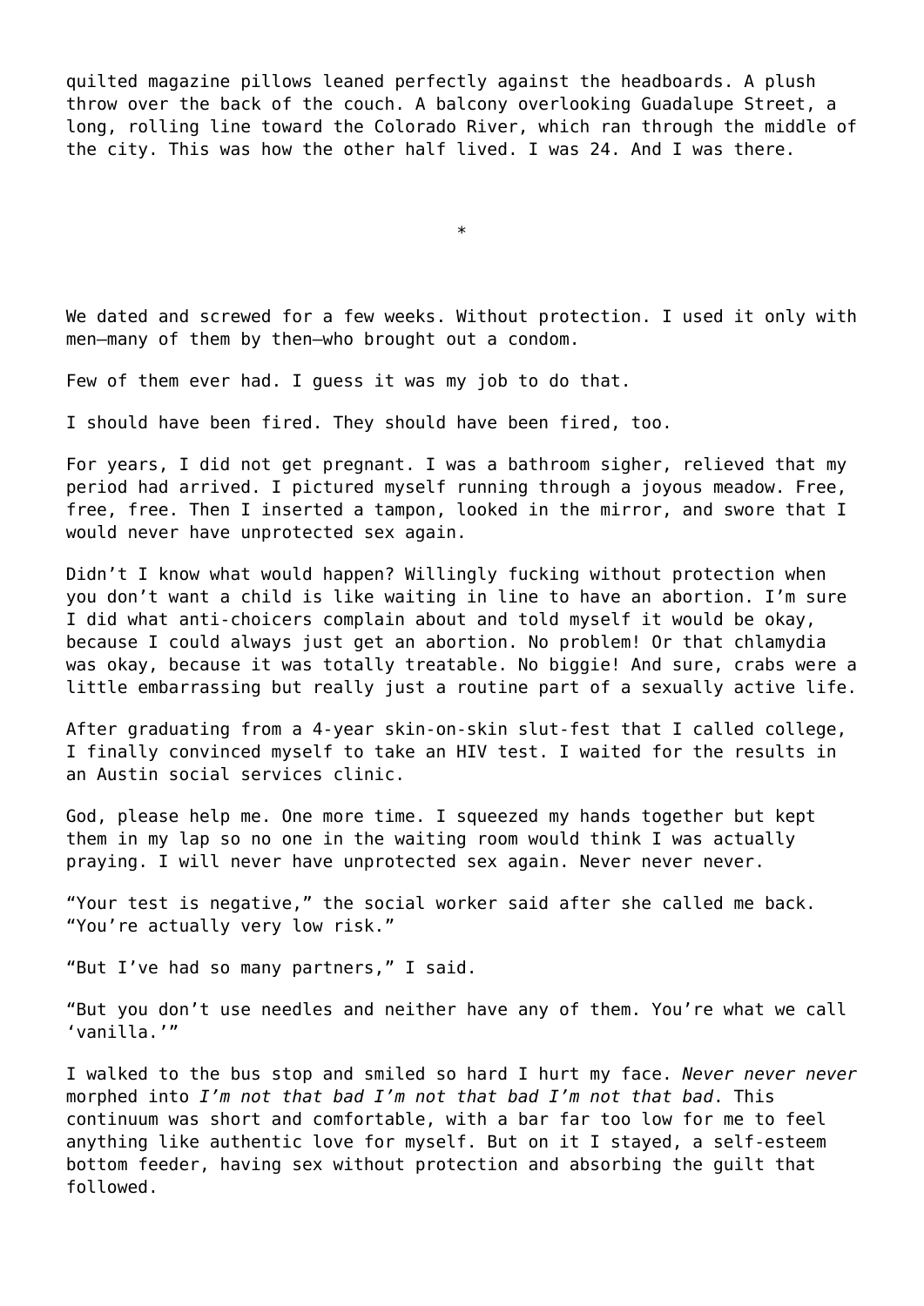quilted magazine pillows leaned perfectly against the headboards. A plush throw over the back of the couch. A balcony overlooking Guadalupe Street, a long, rolling line toward the Colorado River, which ran through the middle of the city. This was how the other half lived. I was 24. And I was there.

*

We dated and screwed for a few weeks. Without protection. I used it only with men—many of them by then—who brought out a condom.

Few of them ever had. I guess it was my job to do that.

I should have been fired. They should have been fired, too.

For years, I did not get pregnant. I was a bathroom sigher, relieved that my period had arrived. I pictured myself running through a joyous meadow. Free, free, free. Then I inserted a tampon, looked in the mirror, and swore that I would never have unprotected sex again.

Didn't I know what would happen? Willingly fucking without protection when you don't want a child is like waiting in line to have an abortion. I'm sure I did what anti-choicers complain about and told myself it would be okay, because I could always just get an abortion. No problem! Or that chlamydia was okay, because it was totally treatable. No biggie! And sure, crabs were a little embarrassing but really just a routine part of a sexually active life.

After graduating from a 4-year skin-on-skin slut-fest that I called college, I finally convinced myself to take an HIV test. I waited for the results in an Austin social services clinic.

God, please help me. One more time. I squeezed my hands together but kept them in my lap so no one in the waiting room would think I was actually praying. I will never have unprotected sex again. Never never never.

"Your test is negative," the social worker said after she called me back. "You're actually very low risk."

"But I've had so many partners," I said.

"But you don't use needles and neither have any of them. You're what we call 'vanilla.'"

I walked to the bus stop and smiled so hard I hurt my face. *Never never never* morphed into *I'm not that bad I'm not that bad I'm not that bad*. This continuum was short and comfortable, with a bar far too low for me to feel anything like authentic love for myself. But on it I stayed, a self-esteem bottom feeder, having sex without protection and absorbing the guilt that followed.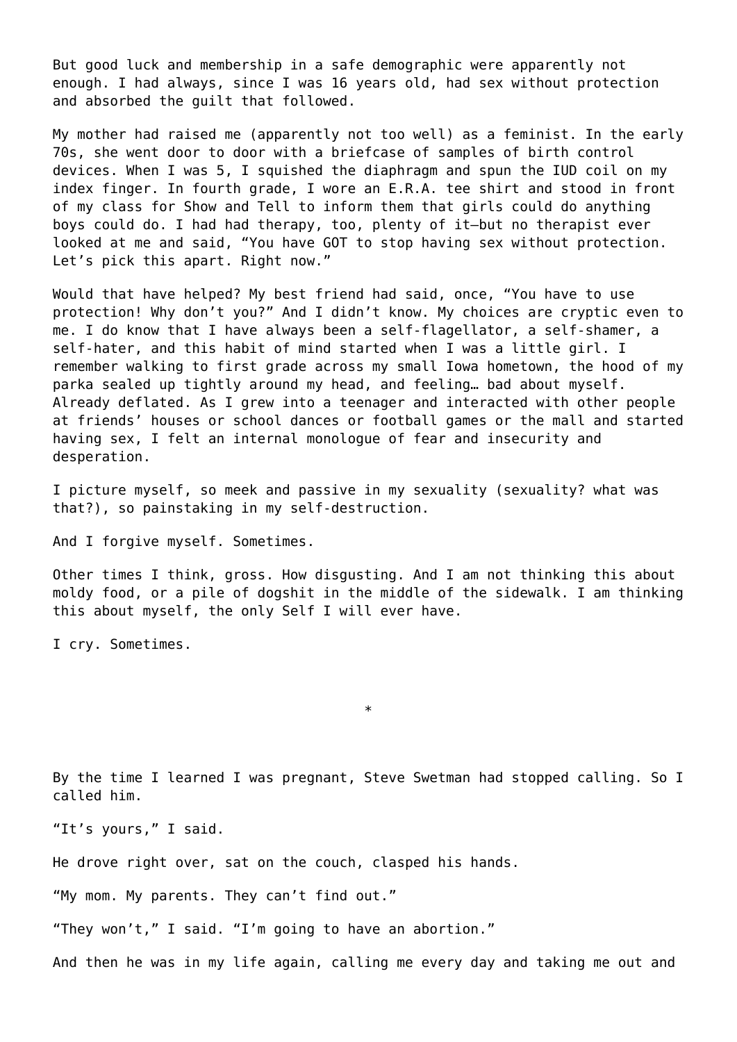But good luck and membership in a safe demographic were apparently not enough. I had always, since I was 16 years old, had sex without protection and absorbed the guilt that followed.

My mother had raised me (apparently not too well) as a feminist. In the early 70s, she went door to door with a briefcase of samples of birth control devices. When I was 5, I squished the diaphragm and spun the IUD coil on my index finger. In fourth grade, I wore an E.R.A. tee shirt and stood in front of my class for Show and Tell to inform them that girls could do anything boys could do. I had had therapy, too, plenty of it—but no therapist ever looked at me and said, "You have GOT to stop having sex without protection. Let's pick this apart. Right now."

Would that have helped? My best friend had said, once, "You have to use protection! Why don't you?" And I didn't know. My choices are cryptic even to me. I do know that I have always been a self-flagellator, a self-shamer, a self-hater, and this habit of mind started when I was a little girl. I remember walking to first grade across my small Iowa hometown, the hood of my parka sealed up tightly around my head, and feeling… bad about myself. Already deflated. As I grew into a teenager and interacted with other people at friends' houses or school dances or football games or the mall and started having sex, I felt an internal monologue of fear and insecurity and desperation.

I picture myself, so meek and passive in my sexuality (sexuality? what was that?), so painstaking in my self-destruction.

And I forgive myself. Sometimes.

Other times I think, gross. How disgusting. And I am not thinking this about moldy food, or a pile of dogshit in the middle of the sidewalk. I am thinking this about myself, the only Self I will ever have.

I cry. Sometimes.

*

By the time I learned I was pregnant, Steve Swetman had stopped calling. So I called him.

"It's yours," I said.

He drove right over, sat on the couch, clasped his hands.

"My mom. My parents. They can't find out."

"They won't," I said. "I'm going to have an abortion."

And then he was in my life again, calling me every day and taking me out and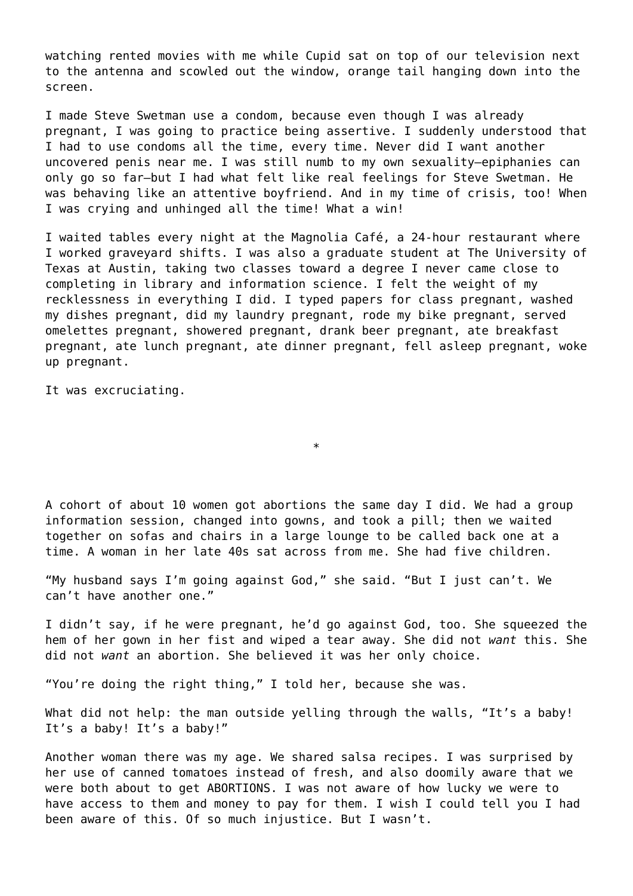watching rented movies with me while Cupid sat on top of our television next to the antenna and scowled out the window, orange tail hanging down into the screen.

I made Steve Swetman use a condom, because even though I was already pregnant, I was going to practice being assertive. I suddenly understood that I had to use condoms all the time, every time. Never did I want another uncovered penis near me. I was still numb to my own sexuality—epiphanies can only go so far—but I had what felt like real feelings for Steve Swetman. He was behaving like an attentive boyfriend. And in my time of crisis, too! When I was crying and unhinged all the time! What a win!

I waited tables every night at the Magnolia Café, a 24-hour restaurant where I worked graveyard shifts. I was also a graduate student at The University of Texas at Austin, taking two classes toward a degree I never came close to completing in library and information science. I felt the weight of my recklessness in everything I did. I typed papers for class pregnant, washed my dishes pregnant, did my laundry pregnant, rode my bike pregnant, served omelettes pregnant, showered pregnant, drank beer pregnant, ate breakfast pregnant, ate lunch pregnant, ate dinner pregnant, fell asleep pregnant, woke up pregnant.

It was excruciating.

*

A cohort of about 10 women got abortions the same day I did. We had a group information session, changed into gowns, and took a pill; then we waited together on sofas and chairs in a large lounge to be called back one at a time. A woman in her late 40s sat across from me. She had five children.

“My husband says I’m going against God,” she said. “But I just can’t. We can’t have another one.”

I didn’t say, if he were pregnant, he’d go against God, too. She squeezed the hem of her gown in her fist and wiped a tear away. She did not *want* this. She did not *want* an abortion. She believed it was her only choice.

“You’re doing the right thing,” I told her, because she was.

What did not help: the man outside yelling through the walls, “It’s a baby! It’s a baby! It’s a baby!”

Another woman there was my age. We shared salsa recipes. I was surprised by her use of canned tomatoes instead of fresh, and also doomily aware that we were both about to get ABORTIONS. I was not aware of how lucky we were to have access to them and money to pay for them. I wish I could tell you I had been aware of this. Of so much injustice. But I wasn’t.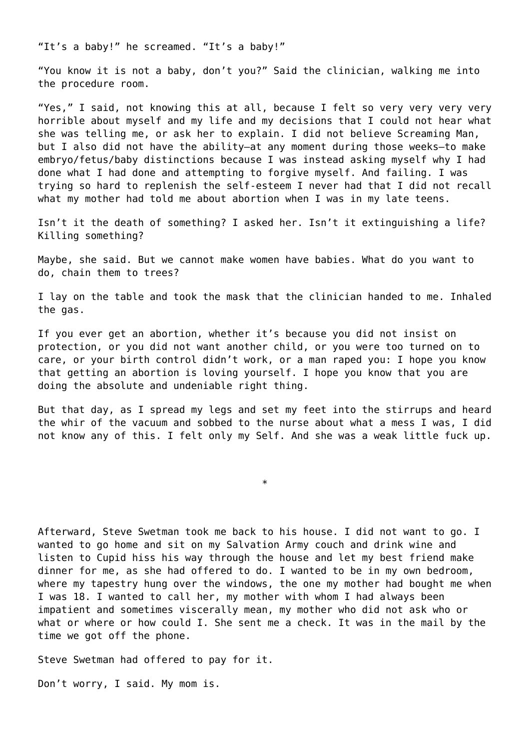“It’s a baby!” he screamed. “It’s a baby!”

“You know it is not a baby, don’t you?” Said the clinician, walking me into the procedure room.

“Yes,” I said, not knowing this at all, because I felt so very very very very horrible about myself and my life and my decisions that I could not hear what she was telling me, or ask her to explain. I did not believe Screaming Man, but I also did not have the ability—at any moment during those weeks—to make embryo/fetus/baby distinctions because I was instead asking myself why I had done what I had done and attempting to forgive myself. And failing. I was trying so hard to replenish the self-esteem I never had that I did not recall what my mother had told me about abortion when I was in my late teens.

Isn’t it the death of something? I asked her. Isn’t it extinguishing a life? Killing something?

Maybe, she said. But we cannot make women have babies. What do you want to do, chain them to trees?

I lay on the table and took the mask that the clinician handed to me. Inhaled the gas.

If you ever get an abortion, whether it’s because you did not insist on protection, or you did not want another child, or you were too turned on to care, or your birth control didn’t work, or a man raped you: I hope you know that getting an abortion is loving yourself. I hope you know that you are doing the absolute and undeniable right thing.

But that day, as I spread my legs and set my feet into the stirrups and heard the whir of the vacuum and sobbed to the nurse about what a mess I was, I did not know any of this. I felt only my Self. And she was a weak little fuck up.

*

Afterward, Steve Swetman took me back to his house. I did not want to go. I wanted to go home and sit on my Salvation Army couch and drink wine and listen to Cupid hiss his way through the house and let my best friend make dinner for me, as she had offered to do. I wanted to be in my own bedroom, where my tapestry hung over the windows, the one my mother had bought me when I was 18. I wanted to call her, my mother with whom I had always been impatient and sometimes viscerally mean, my mother who did not ask who or what or where or how could I. She sent me a check. It was in the mail by the time we got off the phone.

Steve Swetman had offered to pay for it.

Don’t worry, I said. My mom is.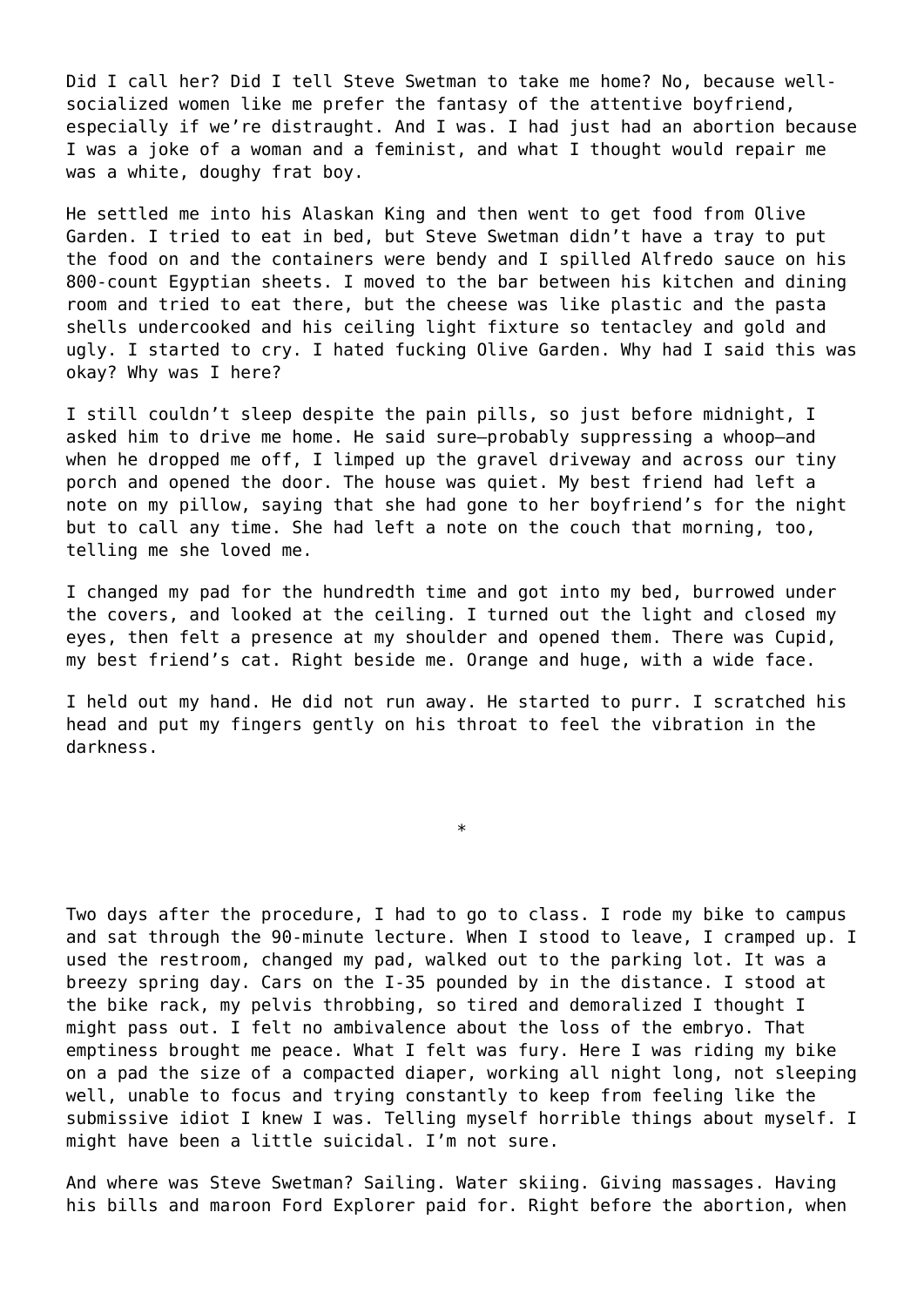Did I call her? Did I tell Steve Swetman to take me home? No, because well-socialized women like me prefer the fantasy of the attentive boyfriend, especially if we're distraught. And I was. I had just had an abortion because I was a joke of a woman and a feminist, and what I thought would repair me was a white, doughy frat boy.

He settled me into his Alaskan King and then went to get food from Olive Garden. I tried to eat in bed, but Steve Swetman didn't have a tray to put the food on and the containers were bendy and I spilled Alfredo sauce on his 800-count Egyptian sheets. I moved to the bar between his kitchen and dining room and tried to eat there, but the cheese was like plastic and the pasta shells undercooked and his ceiling light fixture so tentacley and gold and ugly. I started to cry. I hated fucking Olive Garden. Why had I said this was okay? Why was I here?

I still couldn't sleep despite the pain pills, so just before midnight, I asked him to drive me home. He said sure—probably suppressing a whoop—and when he dropped me off, I limped up the gravel driveway and across our tiny porch and opened the door. The house was quiet. My best friend had left a note on my pillow, saying that she had gone to her boyfriend's for the night but to call any time. She had left a note on the couch that morning, too, telling me she loved me.

I changed my pad for the hundredth time and got into my bed, burrowed under the covers, and looked at the ceiling. I turned out the light and closed my eyes, then felt a presence at my shoulder and opened them. There was Cupid, my best friend's cat. Right beside me. Orange and huge, with a wide face.

I held out my hand. He did not run away. He started to purr. I scratched his head and put my fingers gently on his throat to feel the vibration in the darkness.

*

Two days after the procedure, I had to go to class. I rode my bike to campus and sat through the 90-minute lecture. When I stood to leave, I cramped up. I used the restroom, changed my pad, walked out to the parking lot. It was a breezy spring day. Cars on the I-35 pounded by in the distance. I stood at the bike rack, my pelvis throbbing, so tired and demoralized I thought I might pass out. I felt no ambivalence about the loss of the embryo. That emptiness brought me peace. What I felt was fury. Here I was riding my bike on a pad the size of a compacted diaper, working all night long, not sleeping well, unable to focus and trying constantly to keep from feeling like the submissive idiot I knew I was. Telling myself horrible things about myself. I might have been a little suicidal. I'm not sure.

And where was Steve Swetman? Sailing. Water skiing. Giving massages. Having his bills and maroon Ford Explorer paid for. Right before the abortion, when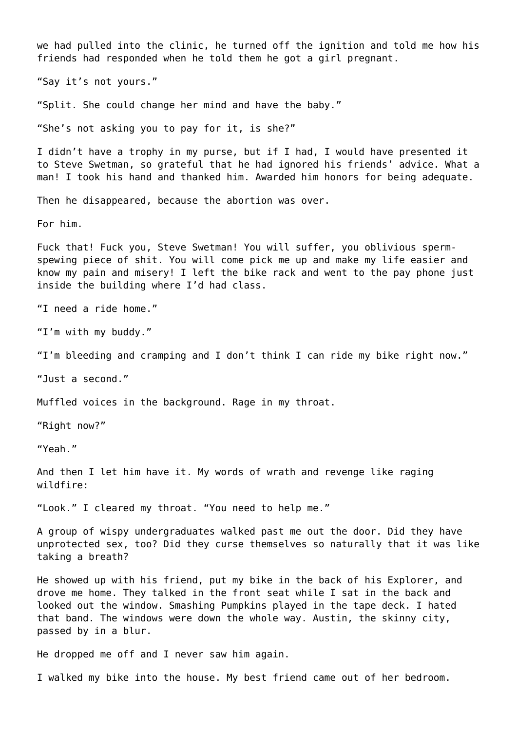we had pulled into the clinic, he turned off the ignition and told me how his friends had responded when he told them he got a girl pregnant.

“Say it’s not yours.”

“Split. She could change her mind and have the baby.”

“She’s not asking you to pay for it, is she?”

I didn’t have a trophy in my purse, but if I had, I would have presented it to Steve Swetman, so grateful that he had ignored his friends’ advice. What a man! I took his hand and thanked him. Awarded him honors for being adequate.

Then he disappeared, because the abortion was over.

For him.

Fuck that! Fuck you, Steve Swetman! You will suffer, you oblivious sperm-spewing piece of shit. You will come pick me up and make my life easier and know my pain and misery! I left the bike rack and went to the pay phone just inside the building where I’d had class.

“I need a ride home.”

“I’m with my buddy.”

“I’m bleeding and cramping and I don’t think I can ride my bike right now.”

“Just a second.”

Muffled voices in the background. Rage in my throat.

“Right now?”

“Yeah.”

And then I let him have it. My words of wrath and revenge like raging wildfire:

“Look.” I cleared my throat. “You need to help me.”

A group of wispy undergraduates walked past me out the door. Did they have unprotected sex, too? Did they curse themselves so naturally that it was like taking a breath?

He showed up with his friend, put my bike in the back of his Explorer, and drove me home. They talked in the front seat while I sat in the back and looked out the window. Smashing Pumpkins played in the tape deck. I hated that band. The windows were down the whole way. Austin, the skinny city, passed by in a blur.

He dropped me off and I never saw him again.

I walked my bike into the house. My best friend came out of her bedroom.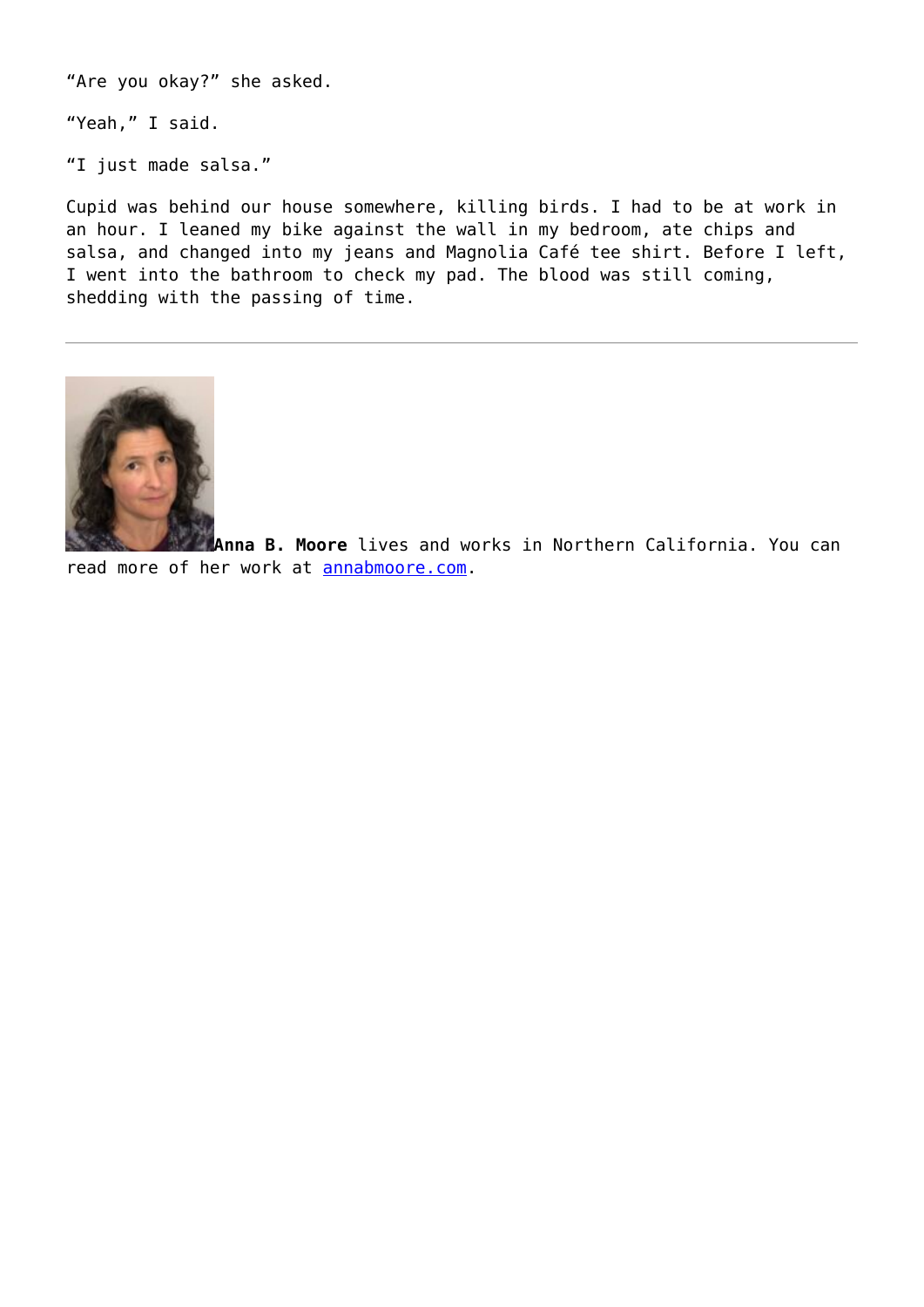"Are you okay?" she asked.

"Yeah," I said.

"I just made salsa."

Cupid was behind our house somewhere, killing birds. I had to be at work in an hour. I leaned my bike against the wall in my bedroom, ate chips and salsa, and changed into my jeans and Magnolia Café tee shirt. Before I left, I went into the bathroom to check my pad. The blood was still coming, shedding with the passing of time.

---

**Anna B. Moore** lives and works in Northern California. You can read more of her work at annabmoore.com.